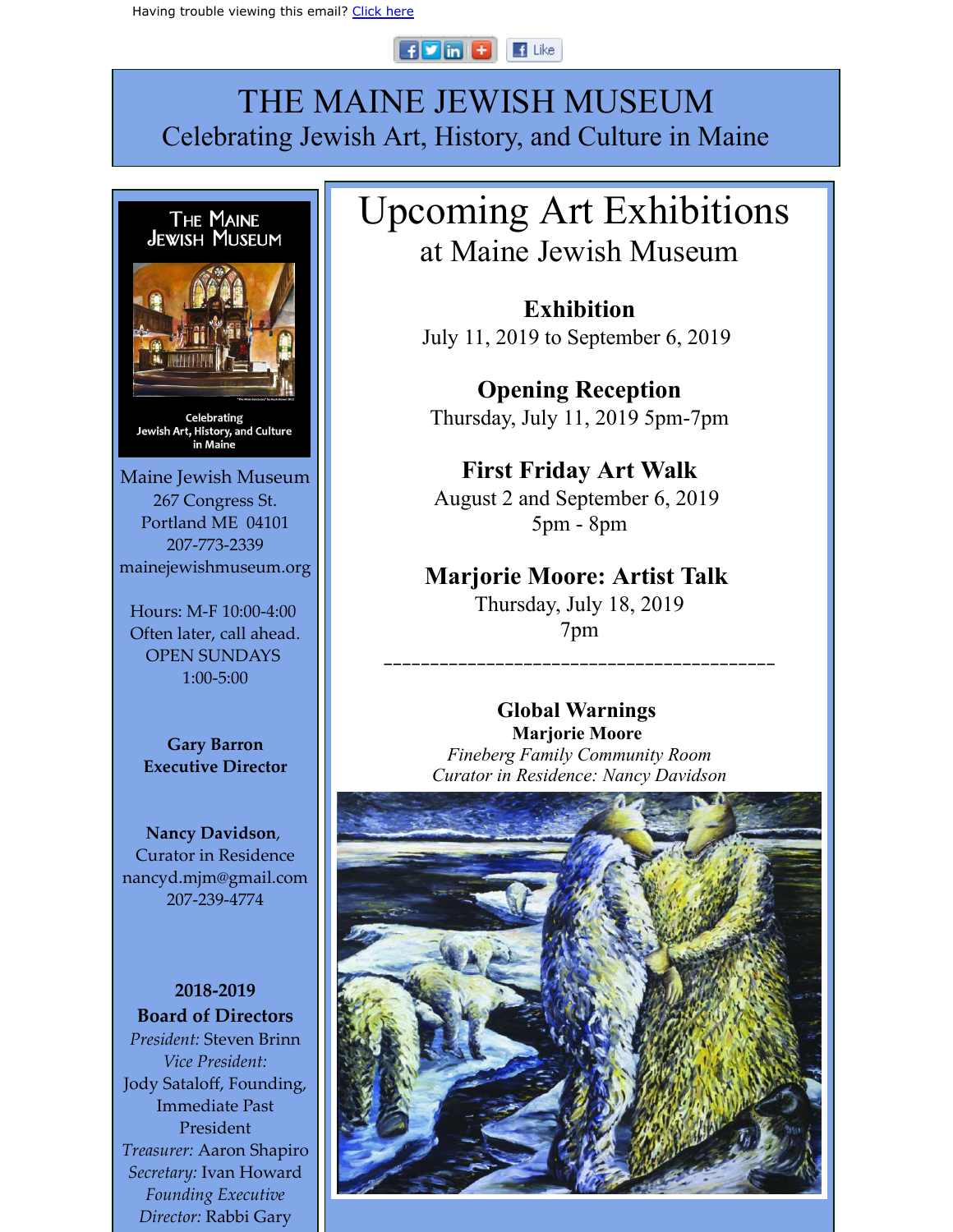Having trouble viewing this email? Click here

# THE MAINE JEWISH MUSEUM

Celebrating Jewish Art, History, and Culture in Maine

The Maine Jewish Museum

Celebrating Jewish Art, History, and Culture in Maine

Maine Jewish Museum
267 Congress St.
Portland ME 04101
207-773-2339
mainejewishmuseum.org

Hours: M-F 10:00-4:00
Often later, call ahead.
OPEN SUNDAYS
1:00-5:00

**Gary Barron**
**Executive Director**

**Nancy Davidson**, Curator in Residence
nancyd.mjm@gmail.com
207-239-4774

**2018-2019**
**Board of Directors**
*President:* Steven Brinn
*Vice President:*
Jody Sataloff, Founding, Immediate Past President
*Treasurer:* Aaron Shapiro
*Secretary:* Ivan Howard
*Founding Executive Director:* Rabbi Gary

# Upcoming Art Exhibitions

## at Maine Jewish Museum

**Exhibition**
July 11, 2019 to September 6, 2019

**Opening Reception**
Thursday, July 11, 2019 5pm-7pm

**First Friday Art Walk**
August 2 and September 6, 2019
5pm - 8pm

**Marjorie Moore: Artist Talk**
Thursday, July 18, 2019
7pm

_______________________________________

**Global Warnings**
**Marjorie Moore**
*Fineberg Family Community Room*
*Curator in Residence: Nancy Davidson*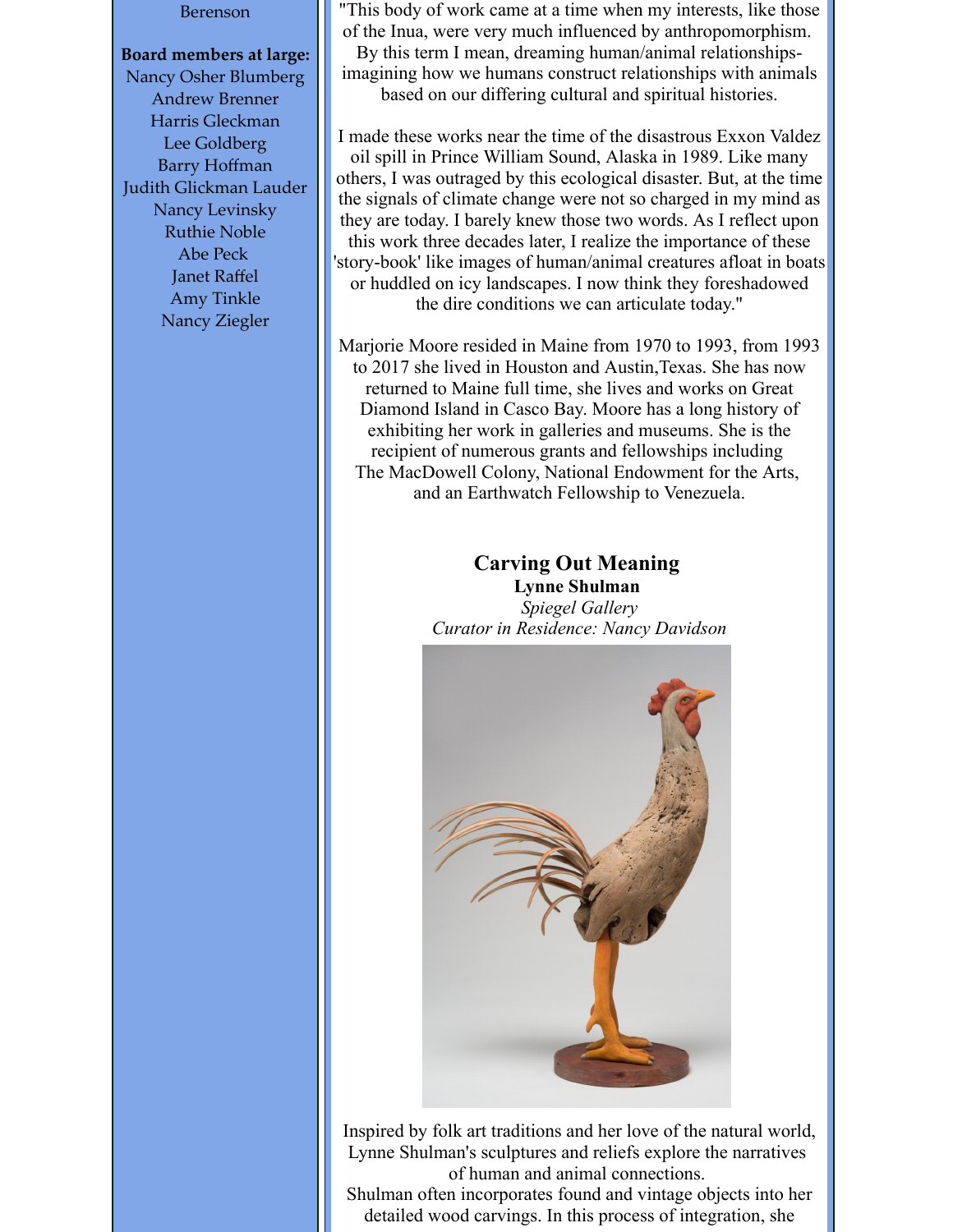Berenson

**Board members at large:**
Nancy Osher Blumberg
Andrew Brenner
Harris Gleckman
Lee Goldberg
Barry Hoffman
Judith Glickman Lauder
Nancy Levinsky
Ruthie Noble
Abe Peck
Janet Raffel
Amy Tinkle
Nancy Ziegler

"This body of work came at a time when my interests, like those of the Inua, were very much influenced by anthropomorphism. By this term I mean, dreaming human/animal relationships-imagining how we humans construct relationships with animals based on our differing cultural and spiritual histories.

I made these works near the time of the disastrous Exxon Valdez oil spill in Prince William Sound, Alaska in 1989. Like many others, I was outraged by this ecological disaster. But, at the time the signals of climate change were not so charged in my mind as they are today. I barely knew those two words. As I reflect upon this work three decades later, I realize the importance of these 'story-book' like images of human/animal creatures afloat in boats or huddled on icy landscapes. I now think they foreshadowed the dire conditions we can articulate today."

Marjorie Moore resided in Maine from 1970 to 1993, from 1993 to 2017 she lived in Houston and Austin,Texas. She has now returned to Maine full time, she lives and works on Great Diamond Island in Casco Bay. Moore has a long history of exhibiting her work in galleries and museums. She is the recipient of numerous grants and fellowships including The MacDowell Colony, National Endowment for the Arts, and an Earthwatch Fellowship to Venezuela.

## Carving Out Meaning

**Lynne Shulman**

*Spiegel Gallery*

*Curator in Residence: Nancy Davidson*

Inspired by folk art traditions and her love of the natural world, Lynne Shulman's sculptures and reliefs explore the narratives of human and animal connections.
Shulman often incorporates found and vintage objects into her detailed wood carvings. In this process of integration, she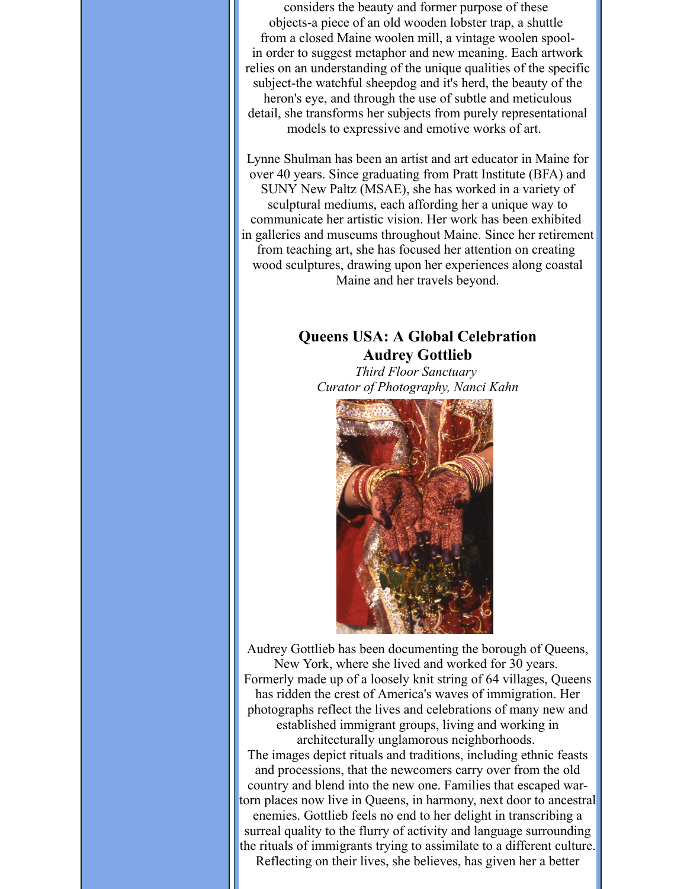considers the beauty and former purpose of these objects-a piece of an old wooden lobster trap, a shuttle from a closed Maine woolen mill, a vintage woolen spool-in order to suggest metaphor and new meaning. Each artwork relies on an understanding of the unique qualities of the specific subject-the watchful sheepdog and it's herd, the beauty of the heron's eye, and through the use of subtle and meticulous detail, she transforms her subjects from purely representational models to expressive and emotive works of art.

Lynne Shulman has been an artist and art educator in Maine for over 40 years. Since graduating from Pratt Institute (BFA) and SUNY New Paltz (MSAE), she has worked in a variety of sculptural mediums, each affording her a unique way to communicate her artistic vision. Her work has been exhibited in galleries and museums throughout Maine. Since her retirement from teaching art, she has focused her attention on creating wood sculptures, drawing upon her experiences along coastal Maine and her travels beyond.

**Queens USA: A Global Celebration**
**Audrey Gottlieb**

*Third Floor Sanctuary*
*Curator of Photography, Nanci Kahn*

Audrey Gottlieb has been documenting the borough of Queens, New York, where she lived and worked for 30 years. Formerly made up of a loosely knit string of 64 villages, Queens has ridden the crest of America's waves of immigration. Her photographs reflect the lives and celebrations of many new and established immigrant groups, living and working in architecturally unglamorous neighborhoods.
The images depict rituals and traditions, including ethnic feasts and processions, that the newcomers carry over from the old country and blend into the new one. Families that escaped war-torn places now live in Queens, in harmony, next door to ancestral enemies. Gottlieb feels no end to her delight in transcribing a surreal quality to the flurry of activity and language surrounding the rituals of immigrants trying to assimilate to a different culture. Reflecting on their lives, she believes, has given her a better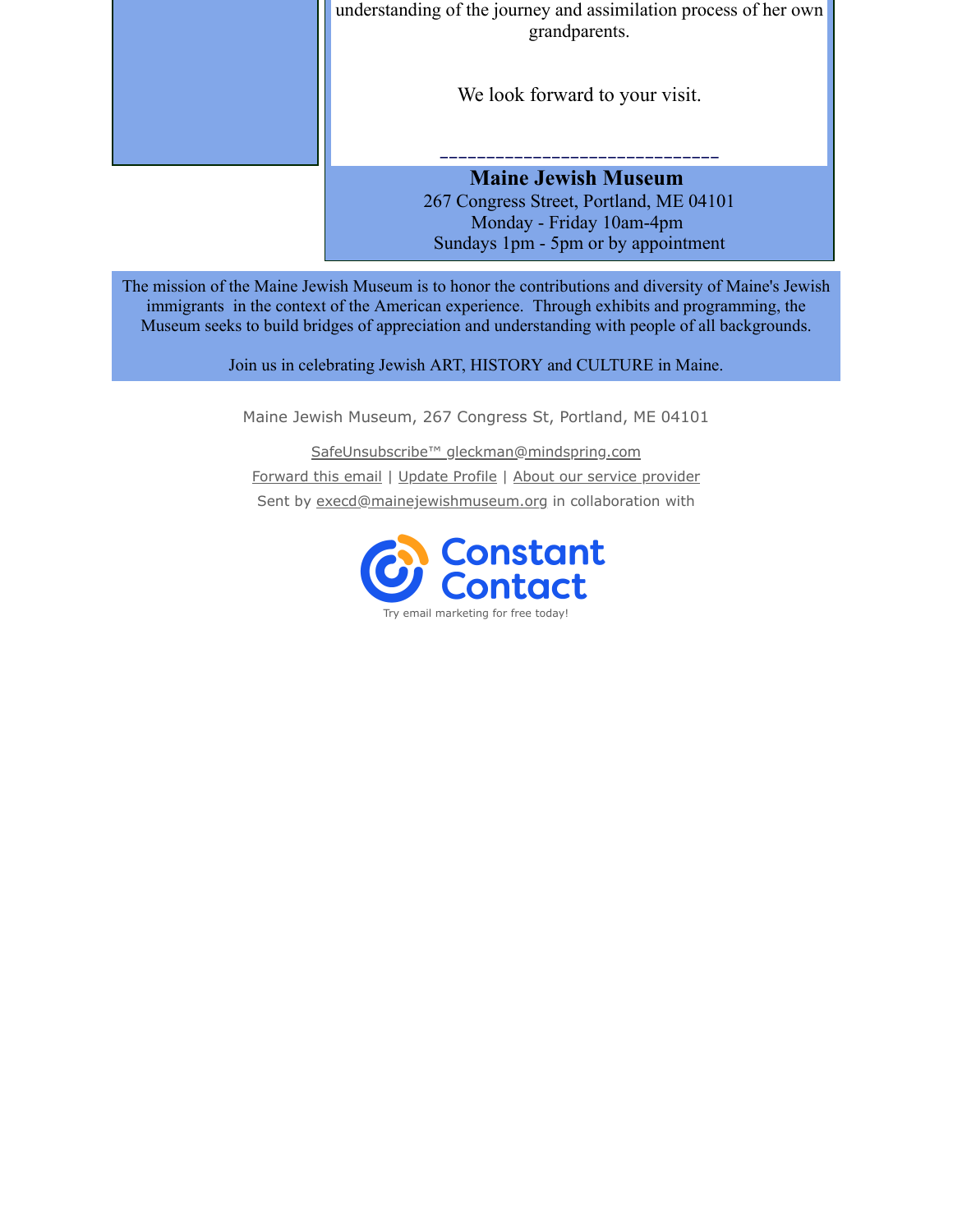understanding of the journey and assimilation process of her own grandparents.

We look forward to your visit.

______________________________

**Maine Jewish Museum**
267 Congress Street, Portland, ME 04101
Monday - Friday 10am-4pm
Sundays 1pm - 5pm or by appointment

The mission of the Maine Jewish Museum is to honor the contributions and diversity of Maine's Jewish immigrants in the context of the American experience. Through exhibits and programming, the Museum seeks to build bridges of appreciation and understanding with people of all backgrounds.

Join us in celebrating Jewish ART, HISTORY and CULTURE in Maine.

Maine Jewish Museum, 267 Congress St, Portland, ME 04101

SafeUnsubscribe™ gleckman@mindspring.com

Forward this email | Update Profile | About our service provider

Sent by execd@mainejewishmuseum.org in collaboration with

Constant Contact

Try email marketing for free today!